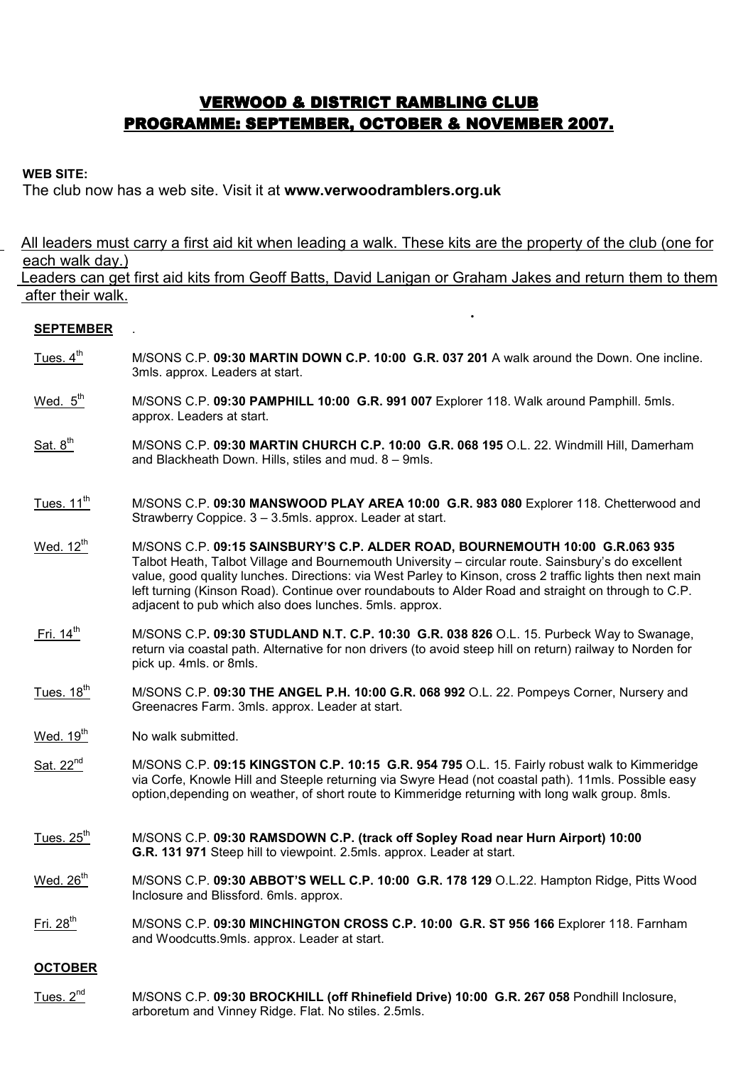# VERWOOD & DISTRICT RAMBLING CLUB
# PROGRAMME: SEPTEMBER, OCTOBER & NOVEMBER 2007.

**WEB SITE:**

The club now has a web site. Visit it at **www.verwoodramblers.org.uk**

All leaders must carry a first aid kit when leading a walk. These kits are the property of the club (one for each walk day.)
Leaders can get first aid kits from Geoff Batts, David Lanigan or Graham Jakes and return them to them after their walk.

**SEPTEMBER**

Tues. 4th — M/SONS C.P. **09:30 MARTIN DOWN C.P. 10:00 G.R. 037 201** A walk around the Down. One incline. 3mls. approx. Leaders at start.

Wed. 5th — M/SONS C.P. **09:30 PAMPHILL 10:00 G.R. 991 007** Explorer 118. Walk around Pamphill. 5mls. approx. Leaders at start.

Sat. 8th — M/SONS C.P. **09:30 MARTIN CHURCH C.P. 10:00 G.R. 068 195** O.L. 22. Windmill Hill, Damerham and Blackheath Down. Hills, stiles and mud. 8 – 9mls.

Tues. 11th — M/SONS C.P. **09:30 MANSWOOD PLAY AREA 10:00 G.R. 983 080** Explorer 118. Chetterwood and Strawberry Coppice. 3 – 3.5mls. approx. Leader at start.

Wed. 12th — M/SONS C.P. **09:15 SAINSBURY'S C.P. ALDER ROAD, BOURNEMOUTH 10:00 G.R.063 935** Talbot Heath, Talbot Village and Bournemouth University – circular route. Sainsbury's do excellent value, good quality lunches. Directions: via West Parley to Kinson, cross 2 traffic lights then next main left turning (Kinson Road). Continue over roundabouts to Alder Road and straight on through to C.P. adjacent to pub which also does lunches. 5mls. approx.

Fri. 14th — M/SONS C.P**. 09:30 STUDLAND N.T. C.P. 10:30 G.R. 038 826** O.L. 15. Purbeck Way to Swanage, return via coastal path. Alternative for non drivers (to avoid steep hill on return) railway to Norden for pick up. 4mls. or 8mls.

Tues. 18th — M/SONS C.P. **09:30 THE ANGEL P.H. 10:00 G.R. 068 992** O.L. 22. Pompeys Corner, Nursery and Greenacres Farm. 3mls. approx. Leader at start.

Wed. 19th — No walk submitted.

Sat. 22nd — M/SONS C.P. **09:15 KINGSTON C.P. 10:15 G.R. 954 795** O.L. 15. Fairly robust walk to Kimmeridge via Corfe, Knowle Hill and Steeple returning via Swyre Head (not coastal path). 11mls. Possible easy option,depending on weather, of short route to Kimmeridge returning with long walk group. 8mls.

Tues. 25th — M/SONS C.P. **09:30 RAMSDOWN C.P. (track off Sopley Road near Hurn Airport) 10:00 G.R. 131 971** Steep hill to viewpoint. 2.5mls. approx. Leader at start.

Wed. 26th — M/SONS C.P. **09:30 ABBOT'S WELL C.P. 10:00 G.R. 178 129** O.L.22. Hampton Ridge, Pitts Wood Inclosure and Blissford. 6mls. approx.

Fri. 28th — M/SONS C.P. **09:30 MINCHINGTON CROSS C.P. 10:00 G.R. ST 956 166** Explorer 118. Farnham and Woodcutts.9mls. approx. Leader at start.

**OCTOBER**

Tues. 2nd — M/SONS C.P. **09:30 BROCKHILL (off Rhinefield Drive) 10:00 G.R. 267 058** Pondhill Inclosure, arboretum and Vinney Ridge. Flat. No stiles. 2.5mls.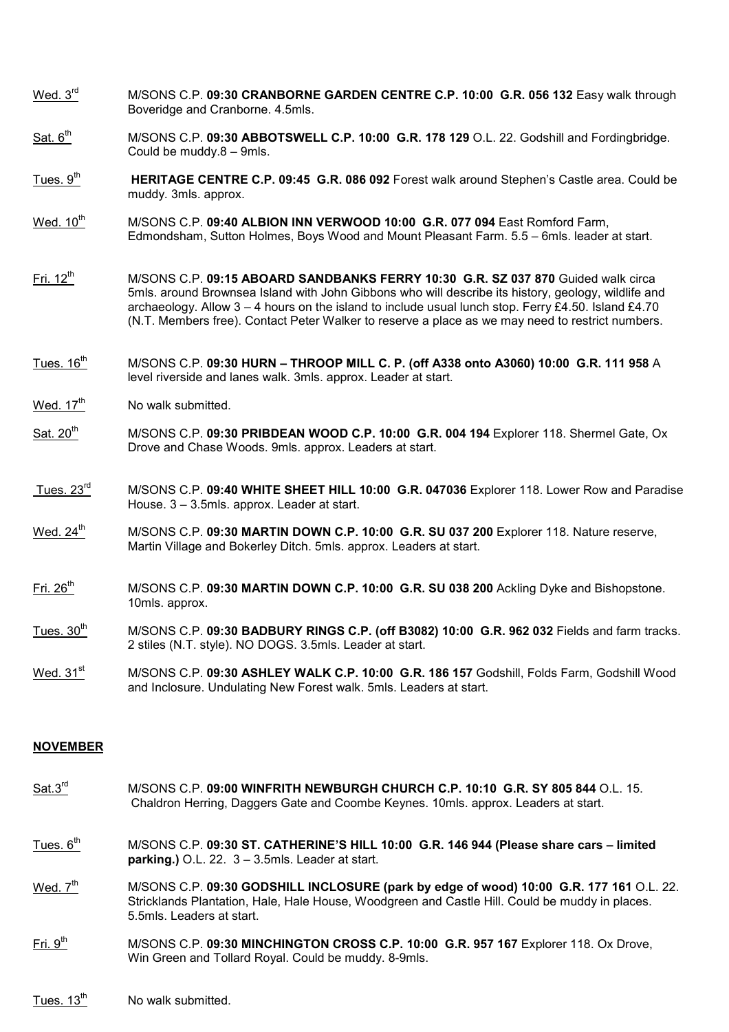Wed. 3rd M/SONS C.P. **09:30 CRANBORNE GARDEN CENTRE C.P. 10:00 G.R. 056 132** Easy walk through Boveridge and Cranborne. 4.5mls.

Sat. 6th M/SONS C.P. **09:30 ABBOTSWELL C.P. 10:00 G.R. 178 129** O.L. 22. Godshill and Fordingbridge. Could be muddy.8 – 9mls.

Tues. 9th **HERITAGE CENTRE C.P. 09:45 G.R. 086 092** Forest walk around Stephen's Castle area. Could be muddy. 3mls. approx.

Wed. 10th M/SONS C.P. **09:40 ALBION INN VERWOOD 10:00 G.R. 077 094** East Romford Farm, Edmondsham, Sutton Holmes, Boys Wood and Mount Pleasant Farm. 5.5 – 6mls. leader at start.

Fri. 12th M/SONS C.P. **09:15 ABOARD SANDBANKS FERRY 10:30 G.R. SZ 037 870** Guided walk circa 5mls. around Brownsea Island with John Gibbons who will describe its history, geology, wildlife and archaeology. Allow 3 – 4 hours on the island to include usual lunch stop. Ferry £4.50. Island £4.70 (N.T. Members free). Contact Peter Walker to reserve a place as we may need to restrict numbers.

Tues. 16th M/SONS C.P. **09:30 HURN – THROOP MILL C. P. (off A338 onto A3060) 10:00 G.R. 111 958** A level riverside and lanes walk. 3mls. approx. Leader at start.

Wed. 17th No walk submitted.

Sat. 20th M/SONS C.P. **09:30 PRIBDEAN WOOD C.P. 10:00 G.R. 004 194** Explorer 118. Shermel Gate, Ox Drove and Chase Woods. 9mls. approx. Leaders at start.

Tues. 23rd M/SONS C.P. **09:40 WHITE SHEET HILL 10:00 G.R. 047036** Explorer 118. Lower Row and Paradise House. 3 – 3.5mls. approx. Leader at start.

Wed. 24th M/SONS C.P. **09:30 MARTIN DOWN C.P. 10:00 G.R. SU 037 200** Explorer 118. Nature reserve, Martin Village and Bokerley Ditch. 5mls. approx. Leaders at start.

Fri. 26th M/SONS C.P. **09:30 MARTIN DOWN C.P. 10:00 G.R. SU 038 200** Ackling Dyke and Bishopstone. 10mls. approx.

Tues. 30th M/SONS C.P. **09:30 BADBURY RINGS C.P. (off B3082) 10:00 G.R. 962 032** Fields and farm tracks. 2 stiles (N.T. style). NO DOGS. 3.5mls. Leader at start.

Wed. 31st M/SONS C.P. **09:30 ASHLEY WALK C.P. 10:00 G.R. 186 157** Godshill, Folds Farm, Godshill Wood and Inclosure. Undulating New Forest walk. 5mls. Leaders at start.

**NOVEMBER**

Sat.3rd M/SONS C.P. **09:00 WINFRITH NEWBURGH CHURCH C.P. 10:10 G.R. SY 805 844** O.L. 15. Chaldron Herring, Daggers Gate and Coombe Keynes. 10mls. approx. Leaders at start.

Tues. 6th M/SONS C.P. **09:30 ST. CATHERINE'S HILL 10:00 G.R. 146 944 (Please share cars – limited parking.)** O.L. 22. 3 – 3.5mls. Leader at start.

Wed. 7th M/SONS C.P. **09:30 GODSHILL INCLOSURE (park by edge of wood) 10:00 G.R. 177 161** O.L. 22. Stricklands Plantation, Hale, Hale House, Woodgreen and Castle Hill. Could be muddy in places. 5.5mls. Leaders at start.

Fri. 9th M/SONS C.P. **09:30 MINCHINGTON CROSS C.P. 10:00 G.R. 957 167** Explorer 118. Ox Drove, Win Green and Tollard Royal. Could be muddy. 8-9mls.

Tues. 13th No walk submitted.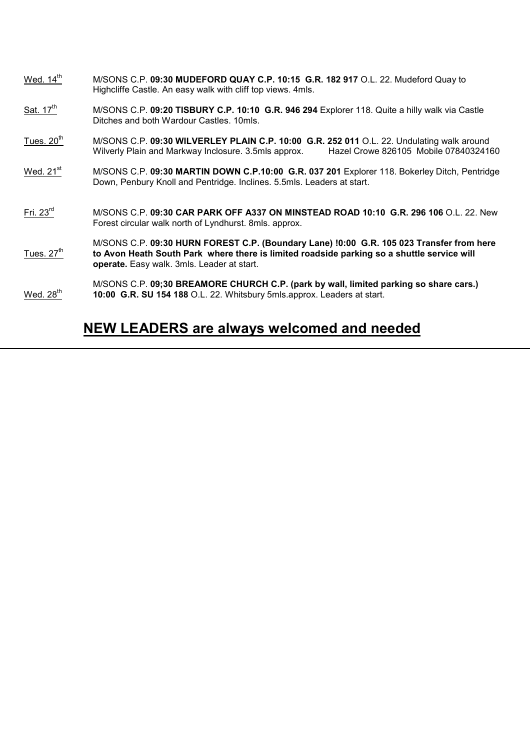Wed. 14th M/SONS C.P. **09:30 MUDEFORD QUAY C.P. 10:15 G.R. 182 917** O.L. 22. Mudeford Quay to Highcliffe Castle. An easy walk with cliff top views. 4mls.

Sat. 17th M/SONS C.P. **09:20 TISBURY C.P. 10:10 G.R. 946 294** Explorer 118. Quite a hilly walk via Castle Ditches and both Wardour Castles. 10mls.

Tues. 20th M/SONS C.P. **09:30 WILVERLEY PLAIN C.P. 10:00 G.R. 252 011** O.L. 22. Undulating walk around Wilverly Plain and Markway Inclosure. 3.5mls approx. Hazel Crowe 826105 Mobile 07840324160

Wed. 21st M/SONS C.P. **09:30 MARTIN DOWN C.P.10:00 G.R. 037 201** Explorer 118. Bokerley Ditch, Pentridge Down, Penbury Knoll and Pentridge. Inclines. 5.5mls. Leaders at start.

Fri. 23rd M/SONS C.P. **09:30 CAR PARK OFF A337 ON MINSTEAD ROAD 10:10 G.R. 296 106** O.L. 22. New Forest circular walk north of Lyndhurst. 8mls. approx.

Tues. 27th M/SONS C.P. **09:30 HURN FOREST C.P. (Boundary Lane) !0:00 G.R. 105 023 Transfer from here to Avon Heath South Park where there is limited roadside parking so a shuttle service will operate.** Easy walk. 3mls. Leader at start.

Wed. 28th M/SONS C.P. **09;30 BREAMORE CHURCH C.P. (park by wall, limited parking so share cars.) 10:00 G.R. SU 154 188** O.L. 22. Whitsbury 5mls.approx. Leaders at start.

## **NEW LEADERS are always welcomed and needed**